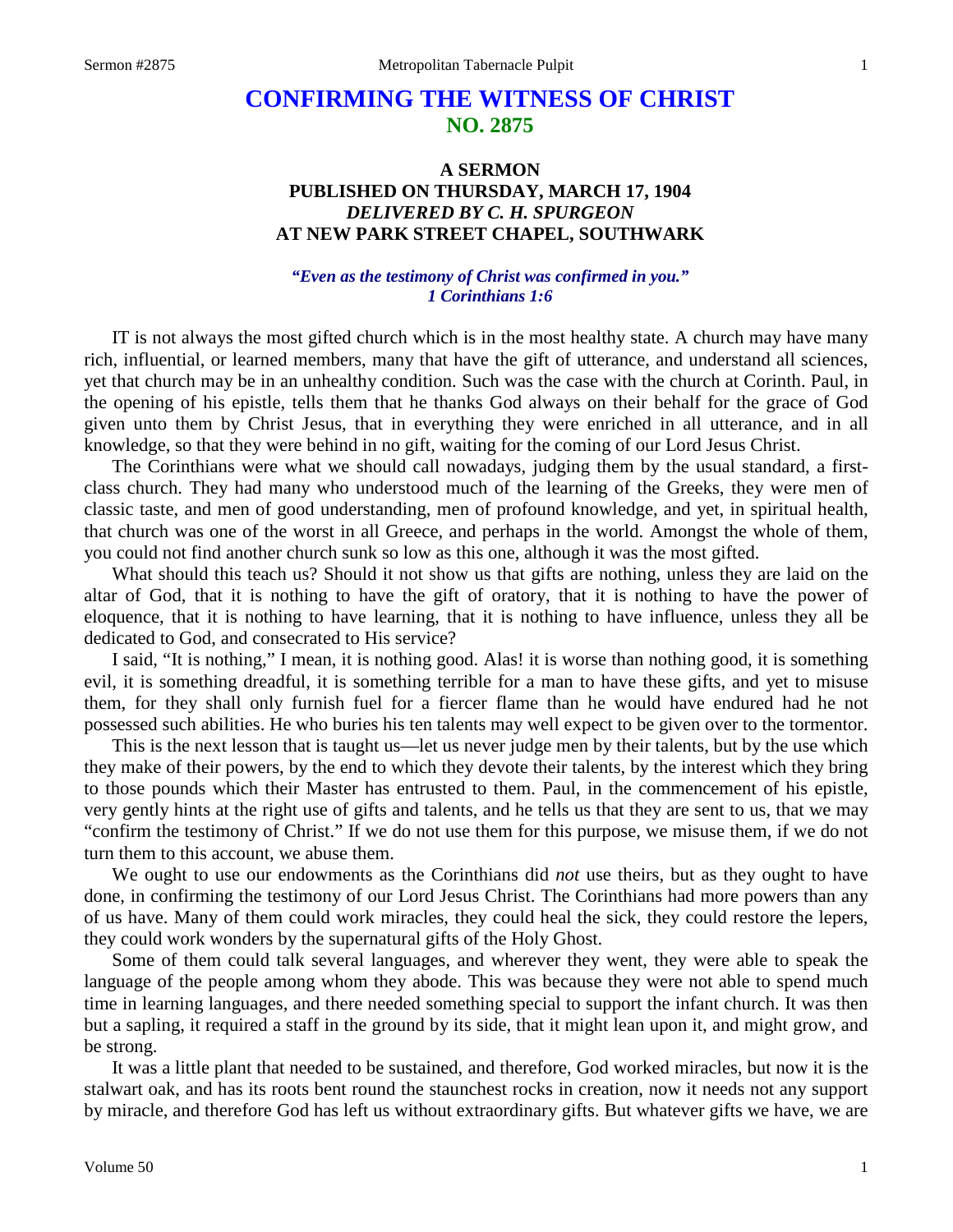# CONFIRMING THE WITNESS OF CHRIST
## NO. 2875

### A SERMON
### PUBLISHED ON THURSDAY, MARCH 17, 1904
### *DELIVERED BY C. H. SPURGEON*
### AT NEW PARK STREET CHAPEL, SOUTHWARK

***"Even as the testimony of Christ was confirmed in you."***
***1 Corinthians 1:6***

IT is not always the most gifted church which is in the most healthy state. A church may have many rich, influential, or learned members, many that have the gift of utterance, and understand all sciences, yet that church may be in an unhealthy condition. Such was the case with the church at Corinth. Paul, in the opening of his epistle, tells them that he thanks God always on their behalf for the grace of God given unto them by Christ Jesus, that in everything they were enriched in all utterance, and in all knowledge, so that they were behind in no gift, waiting for the coming of our Lord Jesus Christ.

The Corinthians were what we should call nowadays, judging them by the usual standard, a first-class church. They had many who understood much of the learning of the Greeks, they were men of classic taste, and men of good understanding, men of profound knowledge, and yet, in spiritual health, that church was one of the worst in all Greece, and perhaps in the world. Amongst the whole of them, you could not find another church sunk so low as this one, although it was the most gifted.

What should this teach us? Should it not show us that gifts are nothing, unless they are laid on the altar of God, that it is nothing to have the gift of oratory, that it is nothing to have the power of eloquence, that it is nothing to have learning, that it is nothing to have influence, unless they all be dedicated to God, and consecrated to His service?

I said, "It is nothing," I mean, it is nothing good. Alas! it is worse than nothing good, it is something evil, it is something dreadful, it is something terrible for a man to have these gifts, and yet to misuse them, for they shall only furnish fuel for a fiercer flame than he would have endured had he not possessed such abilities. He who buries his ten talents may well expect to be given over to the tormentor.

This is the next lesson that is taught us—let us never judge men by their talents, but by the use which they make of their powers, by the end to which they devote their talents, by the interest which they bring to those pounds which their Master has entrusted to them. Paul, in the commencement of his epistle, very gently hints at the right use of gifts and talents, and he tells us that they are sent to us, that we may "confirm the testimony of Christ." If we do not use them for this purpose, we misuse them, if we do not turn them to this account, we abuse them.

We ought to use our endowments as the Corinthians did *not* use theirs, but as they ought to have done, in confirming the testimony of our Lord Jesus Christ. The Corinthians had more powers than any of us have. Many of them could work miracles, they could heal the sick, they could restore the lepers, they could work wonders by the supernatural gifts of the Holy Ghost.

Some of them could talk several languages, and wherever they went, they were able to speak the language of the people among whom they abode. This was because they were not able to spend much time in learning languages, and there needed something special to support the infant church. It was then but a sapling, it required a staff in the ground by its side, that it might lean upon it, and might grow, and be strong.

It was a little plant that needed to be sustained, and therefore, God worked miracles, but now it is the stalwart oak, and has its roots bent round the staunchest rocks in creation, now it needs not any support by miracle, and therefore God has left us without extraordinary gifts. But whatever gifts we have, we are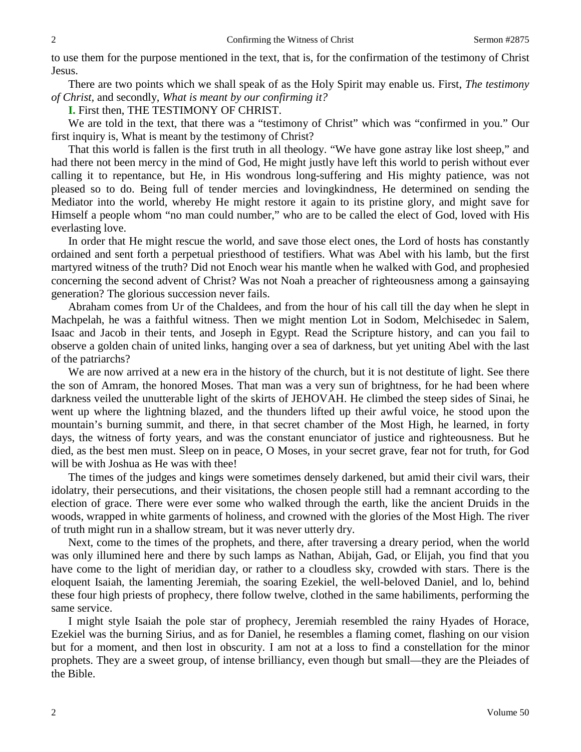to use them for the purpose mentioned in the text, that is, for the confirmation of the testimony of Christ Jesus.

There are two points which we shall speak of as the Holy Spirit may enable us. First, *The testimony of Christ,* and secondly, *What is meant by our confirming it?*

**I.** First then, THE TESTIMONY OF CHRIST.

We are told in the text, that there was a "testimony of Christ" which was "confirmed in you." Our first inquiry is, What is meant by the testimony of Christ?

That this world is fallen is the first truth in all theology. "We have gone astray like lost sheep," and had there not been mercy in the mind of God, He might justly have left this world to perish without ever calling it to repentance, but He, in His wondrous long-suffering and His mighty patience, was not pleased so to do. Being full of tender mercies and lovingkindness, He determined on sending the Mediator into the world, whereby He might restore it again to its pristine glory, and might save for Himself a people whom "no man could number," who are to be called the elect of God, loved with His everlasting love.

In order that He might rescue the world, and save those elect ones, the Lord of hosts has constantly ordained and sent forth a perpetual priesthood of testifiers. What was Abel with his lamb, but the first martyred witness of the truth? Did not Enoch wear his mantle when he walked with God, and prophesied concerning the second advent of Christ? Was not Noah a preacher of righteousness among a gainsaying generation? The glorious succession never fails.

Abraham comes from Ur of the Chaldees, and from the hour of his call till the day when he slept in Machpelah, he was a faithful witness. Then we might mention Lot in Sodom, Melchisedec in Salem, Isaac and Jacob in their tents, and Joseph in Egypt. Read the Scripture history, and can you fail to observe a golden chain of united links, hanging over a sea of darkness, but yet uniting Abel with the last of the patriarchs?

We are now arrived at a new era in the history of the church, but it is not destitute of light. See there the son of Amram, the honored Moses. That man was a very sun of brightness, for he had been where darkness veiled the unutterable light of the skirts of JEHOVAH. He climbed the steep sides of Sinai, he went up where the lightning blazed, and the thunders lifted up their awful voice, he stood upon the mountain's burning summit, and there, in that secret chamber of the Most High, he learned, in forty days, the witness of forty years, and was the constant enunciator of justice and righteousness. But he died, as the best men must. Sleep on in peace, O Moses, in your secret grave, fear not for truth, for God will be with Joshua as He was with thee!

The times of the judges and kings were sometimes densely darkened, but amid their civil wars, their idolatry, their persecutions, and their visitations, the chosen people still had a remnant according to the election of grace. There were ever some who walked through the earth, like the ancient Druids in the woods, wrapped in white garments of holiness, and crowned with the glories of the Most High. The river of truth might run in a shallow stream, but it was never utterly dry.

Next, come to the times of the prophets, and there, after traversing a dreary period, when the world was only illumined here and there by such lamps as Nathan, Abijah, Gad, or Elijah, you find that you have come to the light of meridian day, or rather to a cloudless sky, crowded with stars. There is the eloquent Isaiah, the lamenting Jeremiah, the soaring Ezekiel, the well-beloved Daniel, and lo, behind these four high priests of prophecy, there follow twelve, clothed in the same habiliments, performing the same service.

I might style Isaiah the pole star of prophecy, Jeremiah resembled the rainy Hyades of Horace, Ezekiel was the burning Sirius, and as for Daniel, he resembles a flaming comet, flashing on our vision but for a moment, and then lost in obscurity. I am not at a loss to find a constellation for the minor prophets. They are a sweet group, of intense brilliancy, even though but small—they are the Pleiades of the Bible.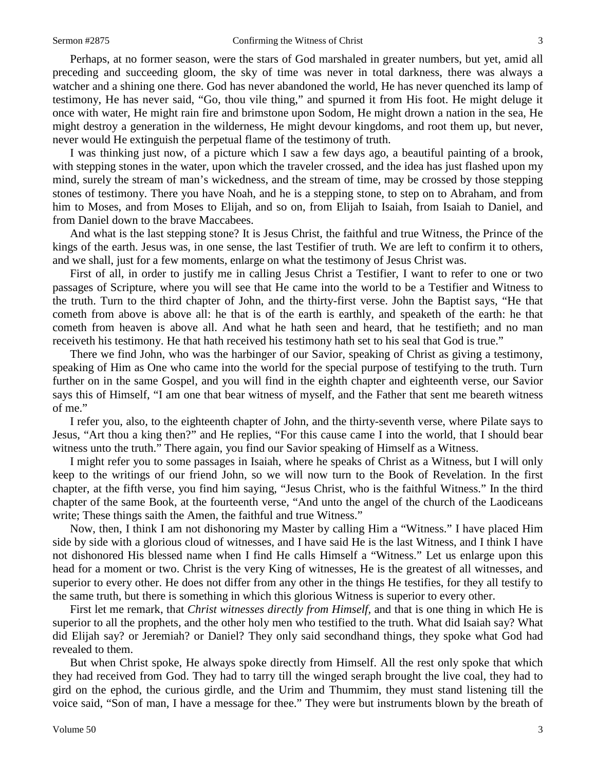Perhaps, at no former season, were the stars of God marshaled in greater numbers, but yet, amid all preceding and succeeding gloom, the sky of time was never in total darkness, there was always a watcher and a shining one there. God has never abandoned the world, He has never quenched its lamp of testimony, He has never said, "Go, thou vile thing," and spurned it from His foot. He might deluge it once with water, He might rain fire and brimstone upon Sodom, He might drown a nation in the sea, He might destroy a generation in the wilderness, He might devour kingdoms, and root them up, but never, never would He extinguish the perpetual flame of the testimony of truth.

I was thinking just now, of a picture which I saw a few days ago, a beautiful painting of a brook, with stepping stones in the water, upon which the traveler crossed, and the idea has just flashed upon my mind, surely the stream of man's wickedness, and the stream of time, may be crossed by those stepping stones of testimony. There you have Noah, and he is a stepping stone, to step on to Abraham, and from him to Moses, and from Moses to Elijah, and so on, from Elijah to Isaiah, from Isaiah to Daniel, and from Daniel down to the brave Maccabees.

And what is the last stepping stone? It is Jesus Christ, the faithful and true Witness, the Prince of the kings of the earth. Jesus was, in one sense, the last Testifier of truth. We are left to confirm it to others, and we shall, just for a few moments, enlarge on what the testimony of Jesus Christ was.

First of all, in order to justify me in calling Jesus Christ a Testifier, I want to refer to one or two passages of Scripture, where you will see that He came into the world to be a Testifier and Witness to the truth. Turn to the third chapter of John, and the thirty-first verse. John the Baptist says, "He that cometh from above is above all: he that is of the earth is earthly, and speaketh of the earth: he that cometh from heaven is above all. And what he hath seen and heard, that he testifieth; and no man receiveth his testimony. He that hath received his testimony hath set to his seal that God is true."

There we find John, who was the harbinger of our Savior, speaking of Christ as giving a testimony, speaking of Him as One who came into the world for the special purpose of testifying to the truth. Turn further on in the same Gospel, and you will find in the eighth chapter and eighteenth verse, our Savior says this of Himself, "I am one that bear witness of myself, and the Father that sent me beareth witness of me."

I refer you, also, to the eighteenth chapter of John, and the thirty-seventh verse, where Pilate says to Jesus, "Art thou a king then?" and He replies, "For this cause came I into the world, that I should bear witness unto the truth." There again, you find our Savior speaking of Himself as a Witness.

I might refer you to some passages in Isaiah, where he speaks of Christ as a Witness, but I will only keep to the writings of our friend John, so we will now turn to the Book of Revelation. In the first chapter, at the fifth verse, you find him saying, "Jesus Christ, who is the faithful Witness." In the third chapter of the same Book, at the fourteenth verse, "And unto the angel of the church of the Laodiceans write; These things saith the Amen, the faithful and true Witness."

Now, then, I think I am not dishonoring my Master by calling Him a "Witness." I have placed Him side by side with a glorious cloud of witnesses, and I have said He is the last Witness, and I think I have not dishonored His blessed name when I find He calls Himself a "Witness." Let us enlarge upon this head for a moment or two. Christ is the very King of witnesses, He is the greatest of all witnesses, and superior to every other. He does not differ from any other in the things He testifies, for they all testify to the same truth, but there is something in which this glorious Witness is superior to every other.

First let me remark, that *Christ witnesses directly from Himself,* and that is one thing in which He is superior to all the prophets, and the other holy men who testified to the truth. What did Isaiah say? What did Elijah say? or Jeremiah? or Daniel? They only said secondhand things, they spoke what God had revealed to them.

But when Christ spoke, He always spoke directly from Himself. All the rest only spoke that which they had received from God. They had to tarry till the winged seraph brought the live coal, they had to gird on the ephod, the curious girdle, and the Urim and Thummim, they must stand listening till the voice said, "Son of man, I have a message for thee." They were but instruments blown by the breath of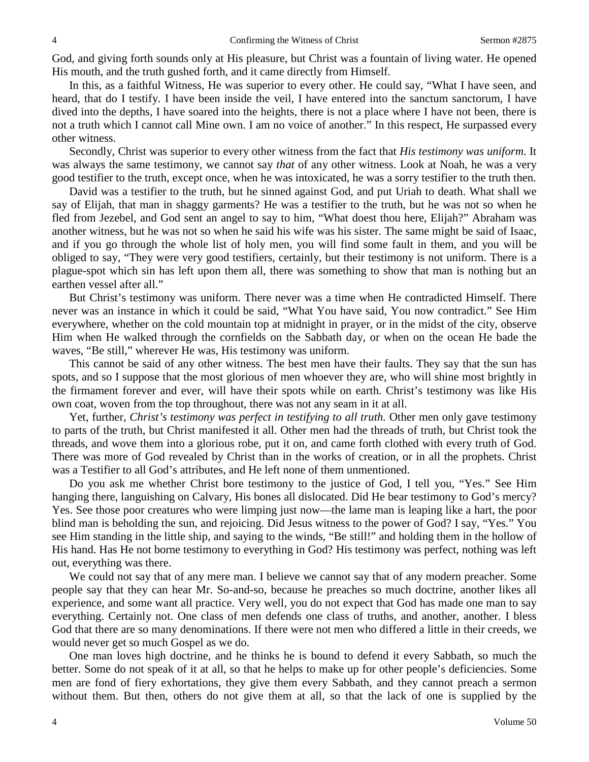God, and giving forth sounds only at His pleasure, but Christ was a fountain of living water. He opened His mouth, and the truth gushed forth, and it came directly from Himself.

In this, as a faithful Witness, He was superior to every other. He could say, "What I have seen, and heard, that do I testify. I have been inside the veil, I have entered into the sanctum sanctorum, I have dived into the depths, I have soared into the heights, there is not a place where I have not been, there is not a truth which I cannot call Mine own. I am no voice of another." In this respect, He surpassed every other witness.

Secondly, Christ was superior to every other witness from the fact that *His testimony was uniform*. It was always the same testimony, we cannot say *that* of any other witness. Look at Noah, he was a very good testifier to the truth, except once, when he was intoxicated, he was a sorry testifier to the truth then.

David was a testifier to the truth, but he sinned against God, and put Uriah to death. What shall we say of Elijah, that man in shaggy garments? He was a testifier to the truth, but he was not so when he fled from Jezebel, and God sent an angel to say to him, "What doest thou here, Elijah?" Abraham was another witness, but he was not so when he said his wife was his sister. The same might be said of Isaac, and if you go through the whole list of holy men, you will find some fault in them, and you will be obliged to say, "They were very good testifiers, certainly, but their testimony is not uniform. There is a plague-spot which sin has left upon them all, there was something to show that man is nothing but an earthen vessel after all."

But Christ's testimony was uniform. There never was a time when He contradicted Himself. There never was an instance in which it could be said, "What You have said, You now contradict." See Him everywhere, whether on the cold mountain top at midnight in prayer, or in the midst of the city, observe Him when He walked through the cornfields on the Sabbath day, or when on the ocean He bade the waves, "Be still," wherever He was, His testimony was uniform.

This cannot be said of any other witness. The best men have their faults. They say that the sun has spots, and so I suppose that the most glorious of men whoever they are, who will shine most brightly in the firmament forever and ever, will have their spots while on earth. Christ's testimony was like His own coat, woven from the top throughout, there was not any seam in it at all.

Yet, further, *Christ's testimony was perfect in testifying to all truth.* Other men only gave testimony to parts of the truth, but Christ manifested it all. Other men had the threads of truth, but Christ took the threads, and wove them into a glorious robe, put it on, and came forth clothed with every truth of God. There was more of God revealed by Christ than in the works of creation, or in all the prophets. Christ was a Testifier to all God's attributes, and He left none of them unmentioned.

Do you ask me whether Christ bore testimony to the justice of God, I tell you, "Yes." See Him hanging there, languishing on Calvary, His bones all dislocated. Did He bear testimony to God's mercy? Yes. See those poor creatures who were limping just now—the lame man is leaping like a hart, the poor blind man is beholding the sun, and rejoicing. Did Jesus witness to the power of God? I say, "Yes." You see Him standing in the little ship, and saying to the winds, "Be still!" and holding them in the hollow of His hand. Has He not borne testimony to everything in God? His testimony was perfect, nothing was left out, everything was there.

We could not say that of any mere man. I believe we cannot say that of any modern preacher. Some people say that they can hear Mr. So-and-so, because he preaches so much doctrine, another likes all experience, and some want all practice. Very well, you do not expect that God has made one man to say everything. Certainly not. One class of men defends one class of truths, and another, another. I bless God that there are so many denominations. If there were not men who differed a little in their creeds, we would never get so much Gospel as we do.

One man loves high doctrine, and he thinks he is bound to defend it every Sabbath, so much the better. Some do not speak of it at all, so that he helps to make up for other people's deficiencies. Some men are fond of fiery exhortations, they give them every Sabbath, and they cannot preach a sermon without them. But then, others do not give them at all, so that the lack of one is supplied by the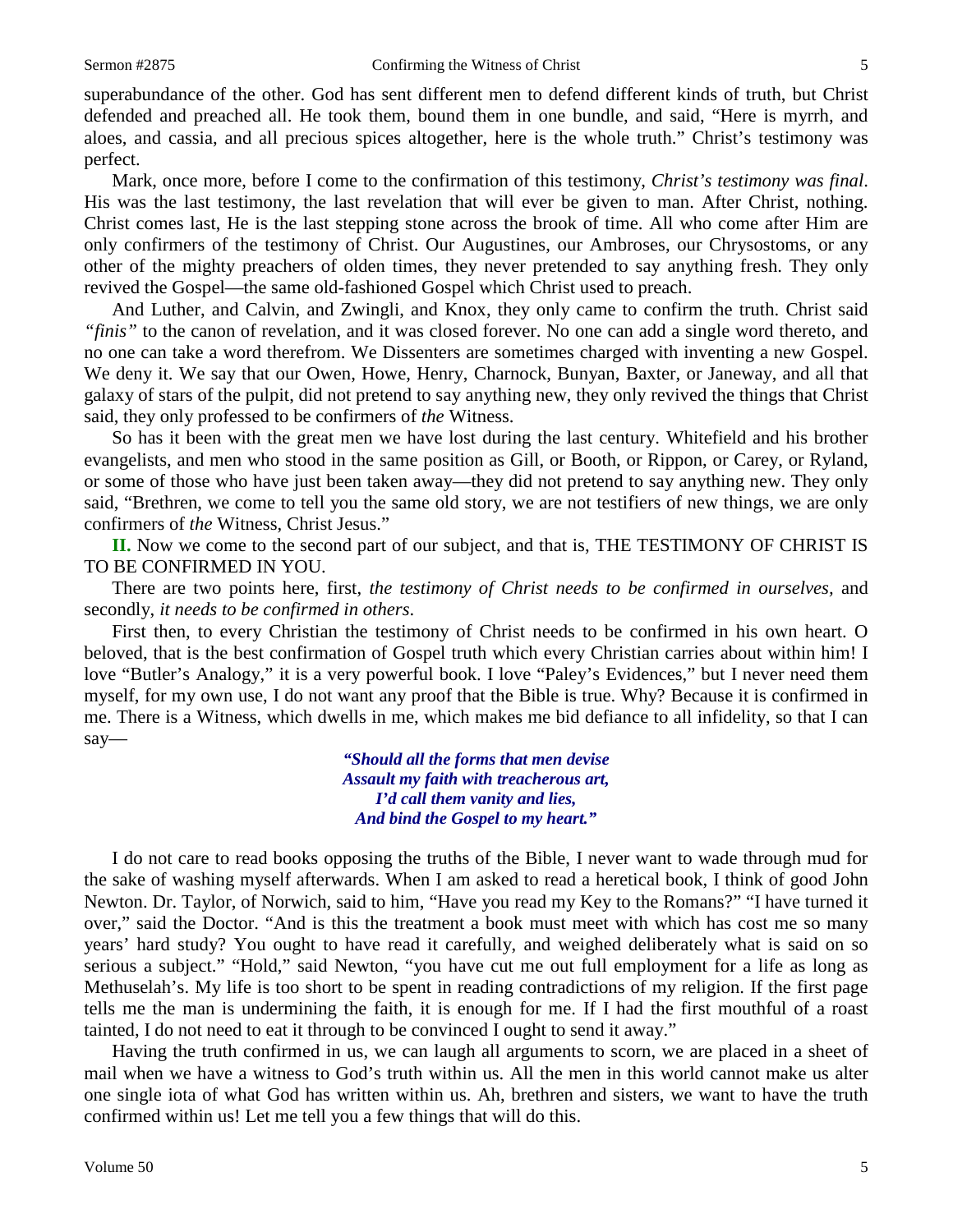superabundance of the other. God has sent different men to defend different kinds of truth, but Christ defended and preached all. He took them, bound them in one bundle, and said, "Here is myrrh, and aloes, and cassia, and all precious spices altogether, here is the whole truth." Christ's testimony was perfect.

Mark, once more, before I come to the confirmation of this testimony, *Christ's testimony was final*. His was the last testimony, the last revelation that will ever be given to man. After Christ, nothing. Christ comes last, He is the last stepping stone across the brook of time. All who come after Him are only confirmers of the testimony of Christ. Our Augustines, our Ambroses, our Chrysostoms, or any other of the mighty preachers of olden times, they never pretended to say anything fresh. They only revived the Gospel—the same old-fashioned Gospel which Christ used to preach.

And Luther, and Calvin, and Zwingli, and Knox, they only came to confirm the truth. Christ said *"finis"* to the canon of revelation, and it was closed forever. No one can add a single word thereto, and no one can take a word therefrom. We Dissenters are sometimes charged with inventing a new Gospel. We deny it. We say that our Owen, Howe, Henry, Charnock, Bunyan, Baxter, or Janeway, and all that galaxy of stars of the pulpit, did not pretend to say anything new, they only revived the things that Christ said, they only professed to be confirmers of *the* Witness.

So has it been with the great men we have lost during the last century. Whitefield and his brother evangelists, and men who stood in the same position as Gill, or Booth, or Rippon, or Carey, or Ryland, or some of those who have just been taken away—they did not pretend to say anything new. They only said, "Brethren, we come to tell you the same old story, we are not testifiers of new things, we are only confirmers of *the* Witness, Christ Jesus."

**II.** Now we come to the second part of our subject, and that is, THE TESTIMONY OF CHRIST IS TO BE CONFIRMED IN YOU.

There are two points here, first, *the testimony of Christ needs to be confirmed in ourselves*, and secondly, *it needs to be confirmed in others*.

First then, to every Christian the testimony of Christ needs to be confirmed in his own heart. O beloved, that is the best confirmation of Gospel truth which every Christian carries about within him! I love "Butler's Analogy," it is a very powerful book. I love "Paley's Evidences," but I never need them myself, for my own use, I do not want any proof that the Bible is true. Why? Because it is confirmed in me. There is a Witness, which dwells in me, which makes me bid defiance to all infidelity, so that I can say—

> ***"Should all the forms that men devise***
> ***Assault my faith with treacherous art,***
> ***I'd call them vanity and lies,***
> ***And bind the Gospel to my heart."***

I do not care to read books opposing the truths of the Bible, I never want to wade through mud for the sake of washing myself afterwards. When I am asked to read a heretical book, I think of good John Newton. Dr. Taylor, of Norwich, said to him, "Have you read my Key to the Romans?" "I have turned it over," said the Doctor. "And is this the treatment a book must meet with which has cost me so many years' hard study? You ought to have read it carefully, and weighed deliberately what is said on so serious a subject." "Hold," said Newton, "you have cut me out full employment for a life as long as Methuselah's. My life is too short to be spent in reading contradictions of my religion. If the first page tells me the man is undermining the faith, it is enough for me. If I had the first mouthful of a roast tainted, I do not need to eat it through to be convinced I ought to send it away."

Having the truth confirmed in us, we can laugh all arguments to scorn, we are placed in a sheet of mail when we have a witness to God's truth within us. All the men in this world cannot make us alter one single iota of what God has written within us. Ah, brethren and sisters, we want to have the truth confirmed within us! Let me tell you a few things that will do this.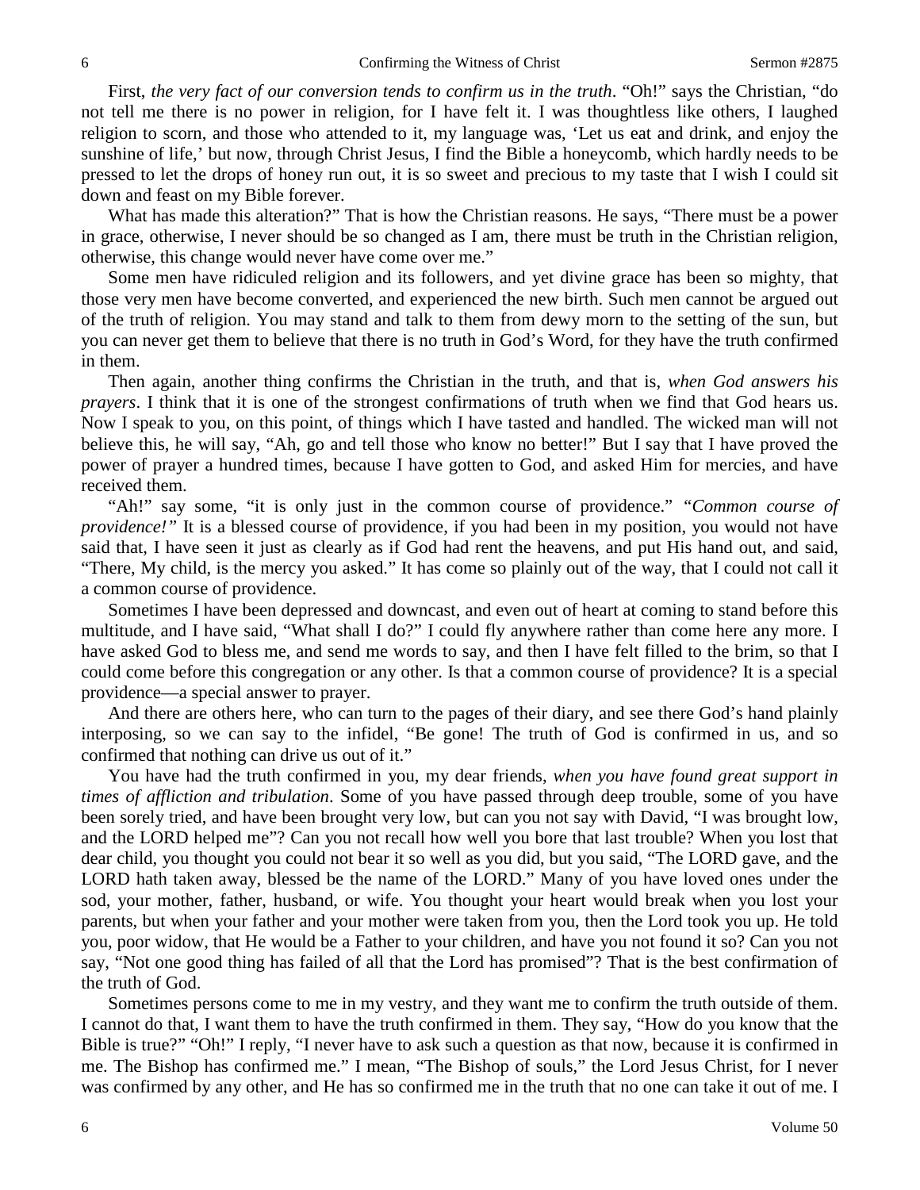First, *the very fact of our conversion tends to confirm us in the truth*. "Oh!" says the Christian, "do not tell me there is no power in religion, for I have felt it. I was thoughtless like others, I laughed religion to scorn, and those who attended to it, my language was, 'Let us eat and drink, and enjoy the sunshine of life,' but now, through Christ Jesus, I find the Bible a honeycomb, which hardly needs to be pressed to let the drops of honey run out, it is so sweet and precious to my taste that I wish I could sit down and feast on my Bible forever.

What has made this alteration?" That is how the Christian reasons. He says, "There must be a power in grace, otherwise, I never should be so changed as I am, there must be truth in the Christian religion, otherwise, this change would never have come over me."

Some men have ridiculed religion and its followers, and yet divine grace has been so mighty, that those very men have become converted, and experienced the new birth. Such men cannot be argued out of the truth of religion. You may stand and talk to them from dewy morn to the setting of the sun, but you can never get them to believe that there is no truth in God's Word, for they have the truth confirmed in them.

Then again, another thing confirms the Christian in the truth, and that is, *when God answers his prayers*. I think that it is one of the strongest confirmations of truth when we find that God hears us. Now I speak to you, on this point, of things which I have tasted and handled. The wicked man will not believe this, he will say, "Ah, go and tell those who know no better!" But I say that I have proved the power of prayer a hundred times, because I have gotten to God, and asked Him for mercies, and have received them.

"Ah!" say some, "it is only just in the common course of providence." *"Common course of providence!"* It is a blessed course of providence, if you had been in my position, you would not have said that, I have seen it just as clearly as if God had rent the heavens, and put His hand out, and said, "There, My child, is the mercy you asked." It has come so plainly out of the way, that I could not call it a common course of providence.

Sometimes I have been depressed and downcast, and even out of heart at coming to stand before this multitude, and I have said, "What shall I do?" I could fly anywhere rather than come here any more. I have asked God to bless me, and send me words to say, and then I have felt filled to the brim, so that I could come before this congregation or any other. Is that a common course of providence? It is a special providence—a special answer to prayer.

And there are others here, who can turn to the pages of their diary, and see there God's hand plainly interposing, so we can say to the infidel, "Be gone! The truth of God is confirmed in us, and so confirmed that nothing can drive us out of it."

You have had the truth confirmed in you, my dear friends, *when you have found great support in times of affliction and tribulation*. Some of you have passed through deep trouble, some of you have been sorely tried, and have been brought very low, but can you not say with David, "I was brought low, and the LORD helped me"? Can you not recall how well you bore that last trouble? When you lost that dear child, you thought you could not bear it so well as you did, but you said, "The LORD gave, and the LORD hath taken away, blessed be the name of the LORD." Many of you have loved ones under the sod, your mother, father, husband, or wife. You thought your heart would break when you lost your parents, but when your father and your mother were taken from you, then the Lord took you up. He told you, poor widow, that He would be a Father to your children, and have you not found it so? Can you not say, "Not one good thing has failed of all that the Lord has promised"? That is the best confirmation of the truth of God.

Sometimes persons come to me in my vestry, and they want me to confirm the truth outside of them. I cannot do that, I want them to have the truth confirmed in them. They say, "How do you know that the Bible is true?" "Oh!" I reply, "I never have to ask such a question as that now, because it is confirmed in me. The Bishop has confirmed me." I mean, "The Bishop of souls," the Lord Jesus Christ, for I never was confirmed by any other, and He has so confirmed me in the truth that no one can take it out of me. I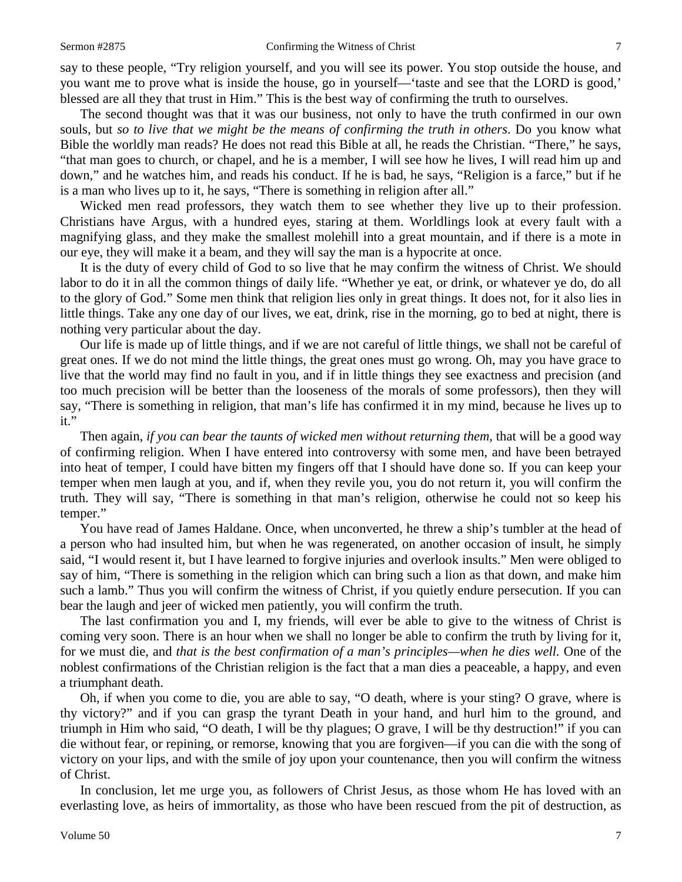say to these people, "Try religion yourself, and you will see its power. You stop outside the house, and you want me to prove what is inside the house, go in yourself—'taste and see that the LORD is good,' blessed are all they that trust in Him." This is the best way of confirming the truth to ourselves.

The second thought was that it was our business, not only to have the truth confirmed in our own souls, but *so to live that we might be the means of confirming the truth in others*. Do you know what Bible the worldly man reads? He does not read this Bible at all, he reads the Christian. "There," he says, "that man goes to church, or chapel, and he is a member, I will see how he lives, I will read him up and down," and he watches him, and reads his conduct. If he is bad, he says, "Religion is a farce," but if he is a man who lives up to it, he says, "There is something in religion after all."

Wicked men read professors, they watch them to see whether they live up to their profession. Christians have Argus, with a hundred eyes, staring at them. Worldlings look at every fault with a magnifying glass, and they make the smallest molehill into a great mountain, and if there is a mote in our eye, they will make it a beam, and they will say the man is a hypocrite at once.

It is the duty of every child of God to so live that he may confirm the witness of Christ. We should labor to do it in all the common things of daily life. "Whether ye eat, or drink, or whatever ye do, do all to the glory of God." Some men think that religion lies only in great things. It does not, for it also lies in little things. Take any one day of our lives, we eat, drink, rise in the morning, go to bed at night, there is nothing very particular about the day.

Our life is made up of little things, and if we are not careful of little things, we shall not be careful of great ones. If we do not mind the little things, the great ones must go wrong. Oh, may you have grace to live that the world may find no fault in you, and if in little things they see exactness and precision (and too much precision will be better than the looseness of the morals of some professors), then they will say, "There is something in religion, that man's life has confirmed it in my mind, because he lives up to it."

Then again, *if you can bear the taunts of wicked men without returning them*, that will be a good way of confirming religion. When I have entered into controversy with some men, and have been betrayed into heat of temper, I could have bitten my fingers off that I should have done so. If you can keep your temper when men laugh at you, and if, when they revile you, you do not return it, you will confirm the truth. They will say, "There is something in that man's religion, otherwise he could not so keep his temper."

You have read of James Haldane. Once, when unconverted, he threw a ship's tumbler at the head of a person who had insulted him, but when he was regenerated, on another occasion of insult, he simply said, "I would resent it, but I have learned to forgive injuries and overlook insults." Men were obliged to say of him, "There is something in the religion which can bring such a lion as that down, and make him such a lamb." Thus you will confirm the witness of Christ, if you quietly endure persecution. If you can bear the laugh and jeer of wicked men patiently, you will confirm the truth.

The last confirmation you and I, my friends, will ever be able to give to the witness of Christ is coming very soon. There is an hour when we shall no longer be able to confirm the truth by living for it, for we must die, and *that is the best confirmation of a man's principles—when he dies well.* One of the noblest confirmations of the Christian religion is the fact that a man dies a peaceable, a happy, and even a triumphant death.

Oh, if when you come to die, you are able to say, "O death, where is your sting? O grave, where is thy victory?" and if you can grasp the tyrant Death in your hand, and hurl him to the ground, and triumph in Him who said, "O death, I will be thy plagues; O grave, I will be thy destruction!" if you can die without fear, or repining, or remorse, knowing that you are forgiven—if you can die with the song of victory on your lips, and with the smile of joy upon your countenance, then you will confirm the witness of Christ.

In conclusion, let me urge you, as followers of Christ Jesus, as those whom He has loved with an everlasting love, as heirs of immortality, as those who have been rescued from the pit of destruction, as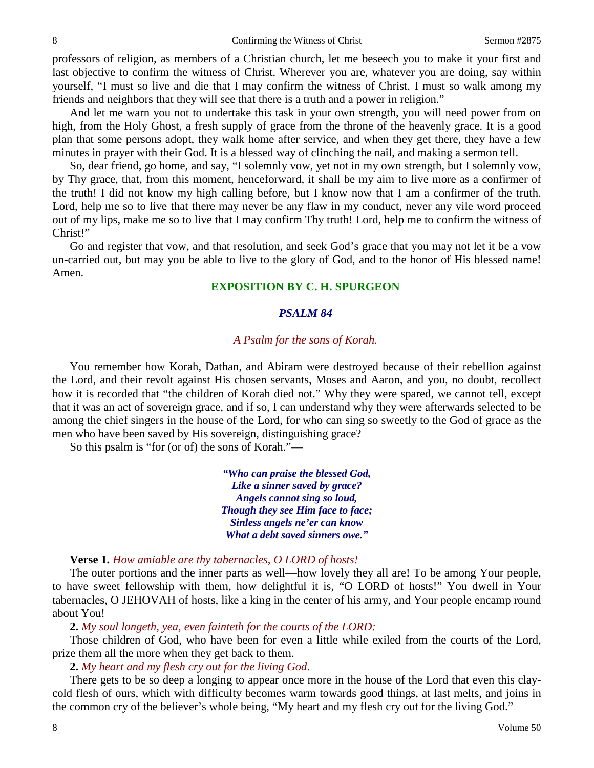professors of religion, as members of a Christian church, let me beseech you to make it your first and last objective to confirm the witness of Christ. Wherever you are, whatever you are doing, say within yourself, "I must so live and die that I may confirm the witness of Christ. I must so walk among my friends and neighbors that they will see that there is a truth and a power in religion."

And let me warn you not to undertake this task in your own strength, you will need power from on high, from the Holy Ghost, a fresh supply of grace from the throne of the heavenly grace. It is a good plan that some persons adopt, they walk home after service, and when they get there, they have a few minutes in prayer with their God. It is a blessed way of clinching the nail, and making a sermon tell.

So, dear friend, go home, and say, "I solemnly vow, yet not in my own strength, but I solemnly vow, by Thy grace, that, from this moment, henceforward, it shall be my aim to live more as a confirmer of the truth! I did not know my high calling before, but I know now that I am a confirmer of the truth. Lord, help me so to live that there may never be any flaw in my conduct, never any vile word proceed out of my lips, make me so to live that I may confirm Thy truth! Lord, help me to confirm the witness of Christ!"

Go and register that vow, and that resolution, and seek God's grace that you may not let it be a vow un-carried out, but may you be able to live to the glory of God, and to the honor of His blessed name! Amen.

## EXPOSITION BY C. H. SPURGEON

### *PSALM 84*

*A Psalm for the sons of Korah.*

You remember how Korah, Dathan, and Abiram were destroyed because of their rebellion against the Lord, and their revolt against His chosen servants, Moses and Aaron, and you, no doubt, recollect how it is recorded that "the children of Korah died not." Why they were spared, we cannot tell, except that it was an act of sovereign grace, and if so, I can understand why they were afterwards selected to be among the chief singers in the house of the Lord, for who can sing so sweetly to the God of grace as the men who have been saved by His sovereign, distinguishing grace?

So this psalm is "for (or of) the sons of Korah."—

> ***"Who can praise the blessed God,***
> ***Like a sinner saved by grace?***
> ***Angels cannot sing so loud,***
> ***Though they see Him face to face;***
> ***Sinless angels ne'er can know***
> ***What a debt saved sinners owe."***

**Verse 1.** *How amiable are thy tabernacles, O LORD of hosts!*

The outer portions and the inner parts as well—how lovely they all are! To be among Your people, to have sweet fellowship with them, how delightful it is, "O LORD of hosts!" You dwell in Your tabernacles, O JEHOVAH of hosts, like a king in the center of his army, and Your people encamp round about You!

**2.** *My soul longeth, yea, even fainteth for the courts of the LORD:*

Those children of God, who have been for even a little while exiled from the courts of the Lord, prize them all the more when they get back to them.

**2.** *My heart and my flesh cry out for the living God.*

There gets to be so deep a longing to appear once more in the house of the Lord that even this clay-cold flesh of ours, which with difficulty becomes warm towards good things, at last melts, and joins in the common cry of the believer's whole being, "My heart and my flesh cry out for the living God."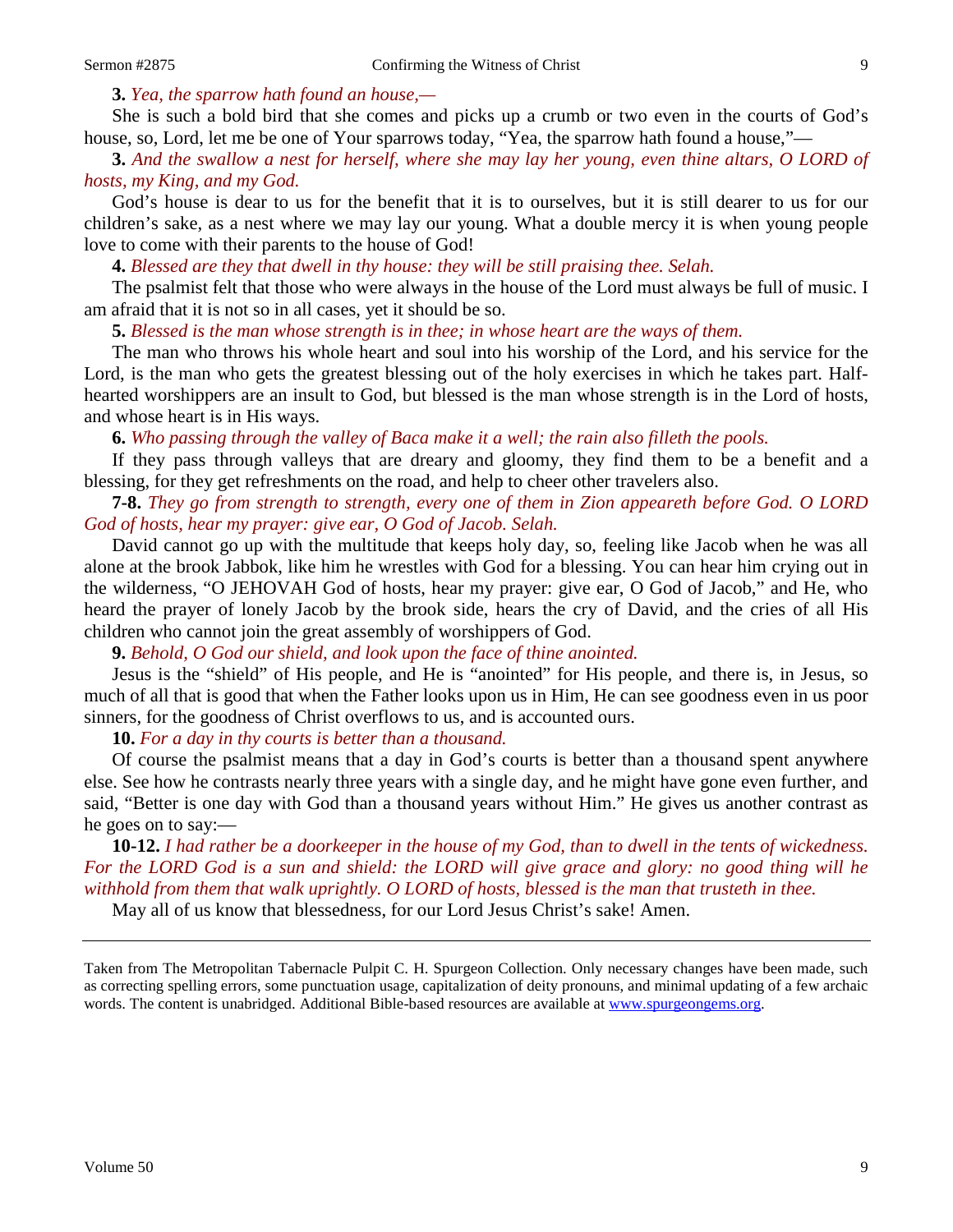**3.** *Yea, the sparrow hath found an house,—*

She is such a bold bird that she comes and picks up a crumb or two even in the courts of God's house, so, Lord, let me be one of Your sparrows today, "Yea, the sparrow hath found a house,"—

**3.** *And the swallow a nest for herself, where she may lay her young, even thine altars, O LORD of hosts, my King, and my God.*

God's house is dear to us for the benefit that it is to ourselves, but it is still dearer to us for our children's sake, as a nest where we may lay our young. What a double mercy it is when young people love to come with their parents to the house of God!

**4.** *Blessed are they that dwell in thy house: they will be still praising thee. Selah.*

The psalmist felt that those who were always in the house of the Lord must always be full of music. I am afraid that it is not so in all cases, yet it should be so.

**5.** *Blessed is the man whose strength is in thee; in whose heart are the ways of them.*

The man who throws his whole heart and soul into his worship of the Lord, and his service for the Lord, is the man who gets the greatest blessing out of the holy exercises in which he takes part. Half-hearted worshippers are an insult to God, but blessed is the man whose strength is in the Lord of hosts, and whose heart is in His ways.

**6.** *Who passing through the valley of Baca make it a well; the rain also filleth the pools.*

If they pass through valleys that are dreary and gloomy, they find them to be a benefit and a blessing, for they get refreshments on the road, and help to cheer other travelers also.

**7-8.** *They go from strength to strength, every one of them in Zion appeareth before God. O LORD God of hosts, hear my prayer: give ear, O God of Jacob. Selah.*

David cannot go up with the multitude that keeps holy day, so, feeling like Jacob when he was all alone at the brook Jabbok, like him he wrestles with God for a blessing. You can hear him crying out in the wilderness, "O JEHOVAH God of hosts, hear my prayer: give ear, O God of Jacob," and He, who heard the prayer of lonely Jacob by the brook side, hears the cry of David, and the cries of all His children who cannot join the great assembly of worshippers of God.

**9.** *Behold, O God our shield, and look upon the face of thine anointed.*

Jesus is the "shield" of His people, and He is "anointed" for His people, and there is, in Jesus, so much of all that is good that when the Father looks upon us in Him, He can see goodness even in us poor sinners, for the goodness of Christ overflows to us, and is accounted ours.

**10.** *For a day in thy courts is better than a thousand.*

Of course the psalmist means that a day in God's courts is better than a thousand spent anywhere else. See how he contrasts nearly three years with a single day, and he might have gone even further, and said, "Better is one day with God than a thousand years without Him." He gives us another contrast as he goes on to say:—

**10-12.** *I had rather be a doorkeeper in the house of my God, than to dwell in the tents of wickedness. For the LORD God is a sun and shield: the LORD will give grace and glory: no good thing will he withhold from them that walk uprightly. O LORD of hosts, blessed is the man that trusteth in thee.*

May all of us know that blessedness, for our Lord Jesus Christ's sake! Amen.

---

Taken from The Metropolitan Tabernacle Pulpit C. H. Spurgeon Collection. Only necessary changes have been made, such as correcting spelling errors, some punctuation usage, capitalization of deity pronouns, and minimal updating of a few archaic words. The content is unabridged. Additional Bible-based resources are available at www.spurgeongems.org.